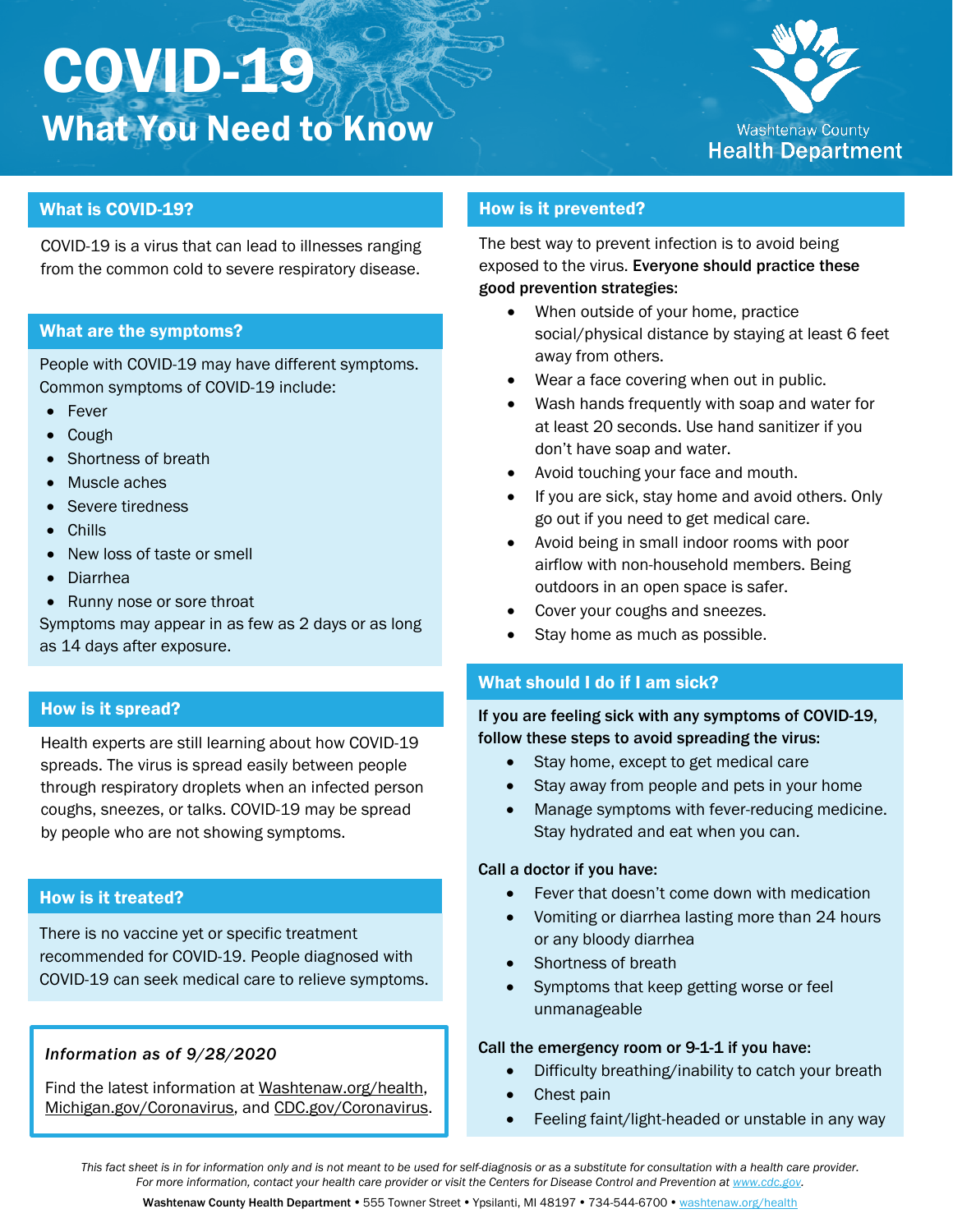# COVID-19

## What You Need to Know

Washtenaw County Health Department

### What is COVID-19?

COVID-19 is a virus that can lead to illnesses ranging from the common cold to severe respiratory disease.

### What are the symptoms?

People with COVID-19 may have different symptoms. Common symptoms of COVID-19 include:

- Fever
- Cough
- Shortness of breath
- Muscle aches
- Severe tiredness
- Chills
- New loss of taste or smell
- Diarrhea
- Runny nose or sore throat

Symptoms may appear in as few as 2 days or as long as 14 days after exposure.

### How is it spread?

Health experts are still learning about how COVID-19 spreads. The virus is spread easily between people through respiratory droplets when an infected person coughs, sneezes, or talks. COVID-19 may be spread by people who are not showing symptoms.

### How is it treated?

There is no vaccine yet or specific treatment recommended for COVID-19. People diagnosed with COVID-19 can seek medical care to relieve symptoms.

*Information as of 9/28/2020*

Find the latest information at Washtenaw.org/health, Michigan.gov/Coronavirus, and CDC.gov/Coronavirus.

### How is it prevented?

The best way to prevent infection is to avoid being exposed to the virus. **Everyone should practice these good prevention strategies:**

- When outside of your home, practice social/physical distance by staying at least 6 feet away from others.
- Wear a face covering when out in public.
- Wash hands frequently with soap and water for at least 20 seconds. Use hand sanitizer if you don't have soap and water.
- Avoid touching your face and mouth.
- If you are sick, stay home and avoid others. Only go out if you need to get medical care.
- Avoid being in small indoor rooms with poor airflow with non-household members. Being outdoors in an open space is safer.
- Cover your coughs and sneezes.
- Stay home as much as possible.

### What should I do if I am sick?

**If you are feeling sick with any symptoms of COVID-19, follow these steps to avoid spreading the virus:**

- Stay home, except to get medical care
- Stay away from people and pets in your home
- Manage symptoms with fever-reducing medicine. Stay hydrated and eat when you can.

**Call a doctor if you have:**

- Fever that doesn't come down with medication
- Vomiting or diarrhea lasting more than 24 hours or any bloody diarrhea
- Shortness of breath
- Symptoms that keep getting worse or feel unmanageable

**Call the emergency room or 9-1-1 if you have:**

- Difficulty breathing/inability to catch your breath
- Chest pain
- Feeling faint/light-headed or unstable in any way

*This fact sheet is in for information only and is not meant to be used for self-diagnosis or as a substitute for consultation with a health care provider. For more information, contact your health care provider or visit the Centers for Disease Control and Prevention at www.cdc.gov.*

**Washtenaw County Health Department** • 555 Towner Street • Ypsilanti, MI 48197 • 734-544-6700 • washtenaw.org/health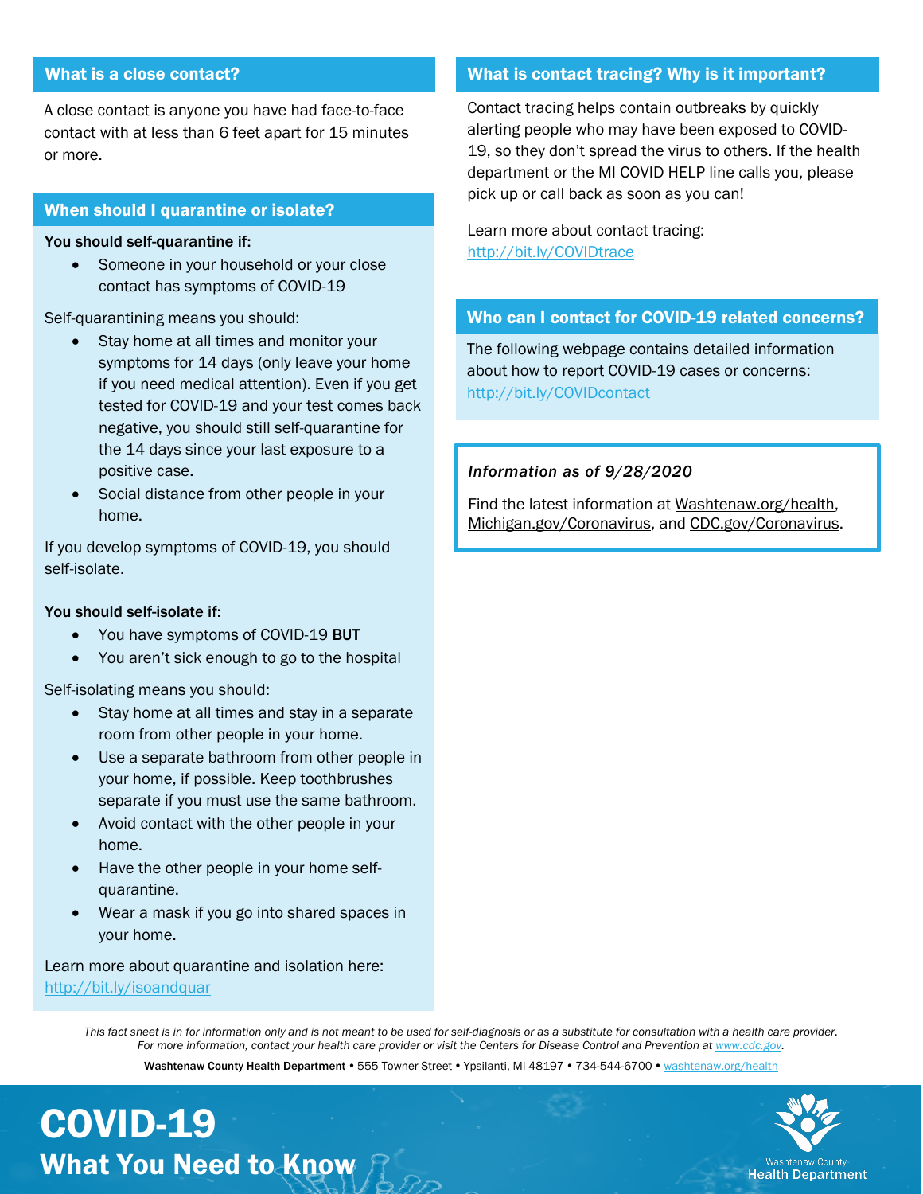## What is a close contact?

A close contact is anyone you have had face-to-face contact with at less than 6 feet apart for 15 minutes or more.

## When should I quarantine or isolate?

**You should self-quarantine if:**

- Someone in your household or your close contact has symptoms of COVID-19

Self-quarantining means you should:

- Stay home at all times and monitor your symptoms for 14 days (only leave your home if you need medical attention). Even if you get tested for COVID-19 and your test comes back negative, you should still self-quarantine for the 14 days since your last exposure to a positive case.
- Social distance from other people in your home.

If you develop symptoms of COVID-19, you should self-isolate.

**You should self-isolate if:**

- You have symptoms of COVID-19 **BUT**
- You aren't sick enough to go to the hospital

Self-isolating means you should:

- Stay home at all times and stay in a separate room from other people in your home.
- Use a separate bathroom from other people in your home, if possible. Keep toothbrushes separate if you must use the same bathroom.
- Avoid contact with the other people in your home.
- Have the other people in your home self-quarantine.
- Wear a mask if you go into shared spaces in your home.

Learn more about quarantine and isolation here: http://bit.ly/isoandquar

## What is contact tracing? Why is it important?

Contact tracing helps contain outbreaks by quickly alerting people who may have been exposed to COVID-19, so they don't spread the virus to others. If the health department or the MI COVID HELP line calls you, please pick up or call back as soon as you can!

Learn more about contact tracing: http://bit.ly/COVIDtrace

## Who can I contact for COVID-19 related concerns?

The following webpage contains detailed information about how to report COVID-19 cases or concerns: http://bit.ly/COVIDcontact

***Information as of 9/28/2020***

Find the latest information at Washtenaw.org/health, Michigan.gov/Coronavirus, and CDC.gov/Coronavirus.

*This fact sheet is in for information only and is not meant to be used for self-diagnosis or as a substitute for consultation with a health care provider. For more information, contact your health care provider or visit the Centers for Disease Control and Prevention at www.cdc.gov.*

**Washtenaw County Health Department** • 555 Towner Street • Ypsilanti, MI 48197 • 734-544-6700 • washtenaw.org/health

# COVID-19
## What You Need to Know

Washtenaw County Health Department